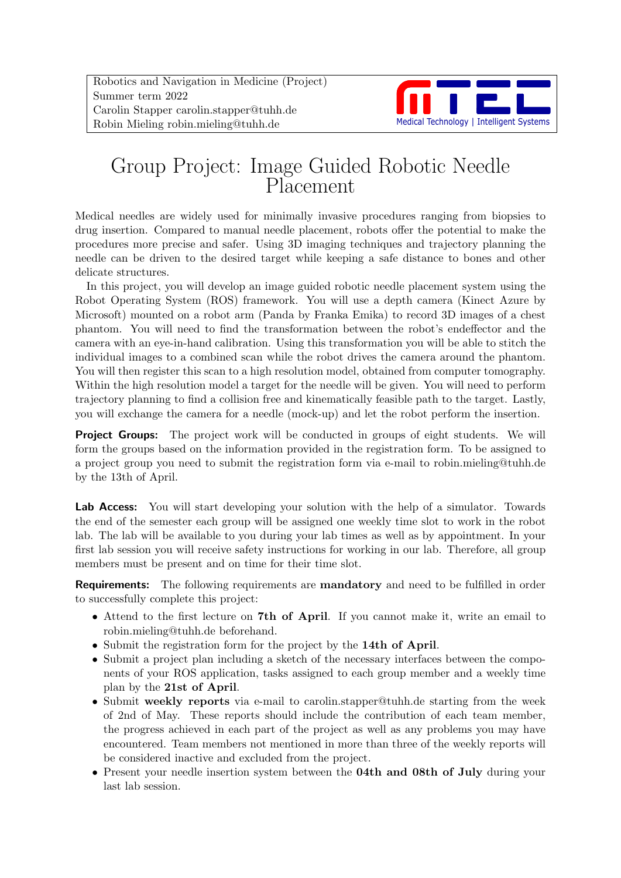Robotics and Navigation in Medicine (Project)
Summer term 2022
Carolin Stapper carolin.stapper@tuhh.de
Robin Mieling robin.mieling@tuhh.de

Medical Technology | Intelligent Systems

# Group Project: Image Guided Robotic Needle Placement

Medical needles are widely used for minimally invasive procedures ranging from biopsies to drug insertion. Compared to manual needle placement, robots offer the potential to make the procedures more precise and safer. Using 3D imaging techniques and trajectory planning the needle can be driven to the desired target while keeping a safe distance to bones and other delicate structures.

In this project, you will develop an image guided robotic needle placement system using the Robot Operating System (ROS) framework. You will use a depth camera (Kinect Azure by Microsoft) mounted on a robot arm (Panda by Franka Emika) to record 3D images of a chest phantom. You will need to find the transformation between the robot's endeffector and the camera with an eye-in-hand calibration. Using this transformation you will be able to stitch the individual images to a combined scan while the robot drives the camera around the phantom. You will then register this scan to a high resolution model, obtained from computer tomography. Within the high resolution model a target for the needle will be given. You will need to perform trajectory planning to find a collision free and kinematically feasible path to the target. Lastly, you will exchange the camera for a needle (mock-up) and let the robot perform the insertion.

**Project Groups:** The project work will be conducted in groups of eight students. We will form the groups based on the information provided in the registration form. To be assigned to a project group you need to submit the registration form via e-mail to robin.mieling@tuhh.de by the 13th of April.

**Lab Access:** You will start developing your solution with the help of a simulator. Towards the end of the semester each group will be assigned one weekly time slot to work in the robot lab. The lab will be available to you during your lab times as well as by appointment. In your first lab session you will receive safety instructions for working in our lab. Therefore, all group members must be present and on time for their time slot.

**Requirements:** The following requirements are **mandatory** and need to be fulfilled in order to successfully complete this project:

- Attend to the first lecture on **7th of April**. If you cannot make it, write an email to robin.mieling@tuhh.de beforehand.
- Submit the registration form for the project by the **14th of April**.
- Submit a project plan including a sketch of the necessary interfaces between the components of your ROS application, tasks assigned to each group member and a weekly time plan by the **21st of April**.
- Submit **weekly reports** via e-mail to carolin.stapper@tuhh.de starting from the week of 2nd of May. These reports should include the contribution of each team member, the progress achieved in each part of the project as well as any problems you may have encountered. Team members not mentioned in more than three of the weekly reports will be considered inactive and excluded from the project.
- Present your needle insertion system between the **04th and 08th of July** during your last lab session.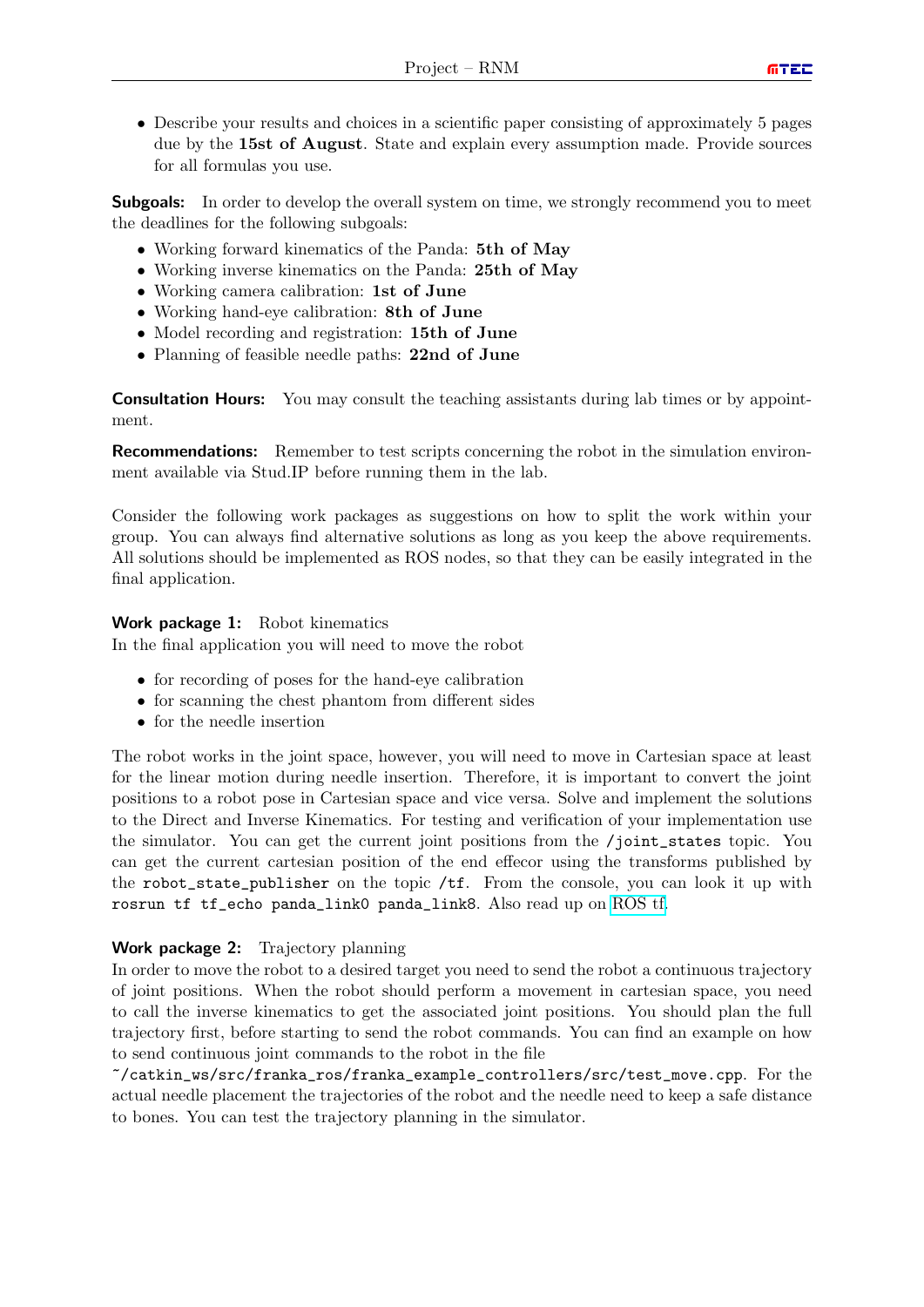- Describe your results and choices in a scientific paper consisting of approximately 5 pages due by the **15st of August**. State and explain every assumption made. Provide sources for all formulas you use.

**Subgoals:** In order to develop the overall system on time, we strongly recommend you to meet the deadlines for the following subgoals:

- Working forward kinematics of the Panda: **5th of May**
- Working inverse kinematics on the Panda: **25th of May**
- Working camera calibration: **1st of June**
- Working hand-eye calibration: **8th of June**
- Model recording and registration: **15th of June**
- Planning of feasible needle paths: **22nd of June**

**Consultation Hours:** You may consult the teaching assistants during lab times or by appointment.

**Recommendations:** Remember to test scripts concerning the robot in the simulation environment available via Stud.IP before running them in the lab.

Consider the following work packages as suggestions on how to split the work within your group. You can always find alternative solutions as long as you keep the above requirements. All solutions should be implemented as ROS nodes, so that they can be easily integrated in the final application.

**Work package 1:** Robot kinematics
In the final application you will need to move the robot

- for recording of poses for the hand-eye calibration
- for scanning the chest phantom from different sides
- for the needle insertion

The robot works in the joint space, however, you will need to move in Cartesian space at least for the linear motion during needle insertion. Therefore, it is important to convert the joint positions to a robot pose in Cartesian space and vice versa. Solve and implement the solutions to the Direct and Inverse Kinematics. For testing and verification of your implementation use the simulator. You can get the current joint positions from the `/joint_states` topic. You can get the current cartesian position of the end effecor using the transforms published by the `robot_state_publisher` on the topic `/tf`. From the console, you can look it up with `rosrun tf tf_echo panda_link0 panda_link8`. Also read up on ROS tf.

**Work package 2:** Trajectory planning
In order to move the robot to a desired target you need to send the robot a continuous trajectory of joint positions. When the robot should perform a movement in cartesian space, you need to call the inverse kinematics to get the associated joint positions. You should plan the full trajectory first, before starting to send the robot commands. You can find an example on how to send continuous joint commands to the robot in the file `~/catkin_ws/src/franka_ros/franka_example_controllers/src/test_move.cpp`. For the actual needle placement the trajectories of the robot and the needle need to keep a safe distance to bones. You can test the trajectory planning in the simulator.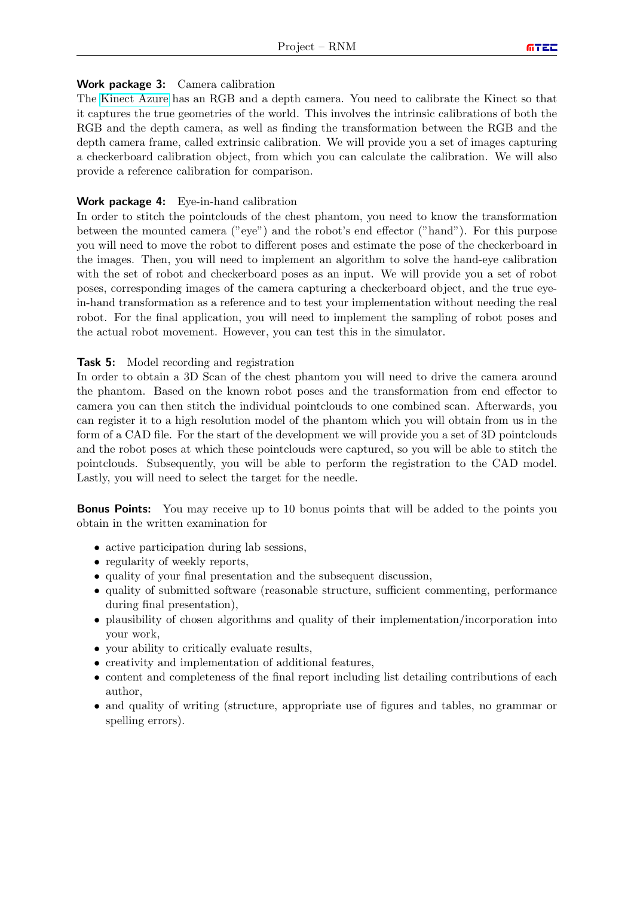**Work package 3:** Camera calibration
The Kinect Azure has an RGB and a depth camera. You need to calibrate the Kinect so that it captures the true geometries of the world. This involves the intrinsic calibrations of both the RGB and the depth camera, as well as finding the transformation between the RGB and the depth camera frame, called extrinsic calibration. We will provide you a set of images capturing a checkerboard calibration object, from which you can calculate the calibration. We will also provide a reference calibration for comparison.

**Work package 4:** Eye-in-hand calibration
In order to stitch the pointclouds of the chest phantom, you need to know the transformation between the mounted camera ("eye") and the robot's end effector ("hand"). For this purpose you will need to move the robot to different poses and estimate the pose of the checkerboard in the images. Then, you will need to implement an algorithm to solve the hand-eye calibration with the set of robot and checkerboard poses as an input. We will provide you a set of robot poses, corresponding images of the camera capturing a checkerboard object, and the true eye-in-hand transformation as a reference and to test your implementation without needing the real robot. For the final application, you will need to implement the sampling of robot poses and the actual robot movement. However, you can test this in the simulator.

**Task 5:** Model recording and registration
In order to obtain a 3D Scan of the chest phantom you will need to drive the camera around the phantom. Based on the known robot poses and the transformation from end effector to camera you can then stitch the individual pointclouds to one combined scan. Afterwards, you can register it to a high resolution model of the phantom which you will obtain from us in the form of a CAD file. For the start of the development we will provide you a set of 3D pointclouds and the robot poses at which these pointclouds were captured, so you will be able to stitch the pointclouds. Subsequently, you will be able to perform the registration to the CAD model. Lastly, you will need to select the target for the needle.

**Bonus Points:** You may receive up to 10 bonus points that will be added to the points you obtain in the written examination for

- active participation during lab sessions,
- regularity of weekly reports,
- quality of your final presentation and the subsequent discussion,
- quality of submitted software (reasonable structure, sufficient commenting, performance during final presentation),
- plausibility of chosen algorithms and quality of their implementation/incorporation into your work,
- your ability to critically evaluate results,
- creativity and implementation of additional features,
- content and completeness of the final report including list detailing contributions of each author,
- and quality of writing (structure, appropriate use of figures and tables, no grammar or spelling errors).